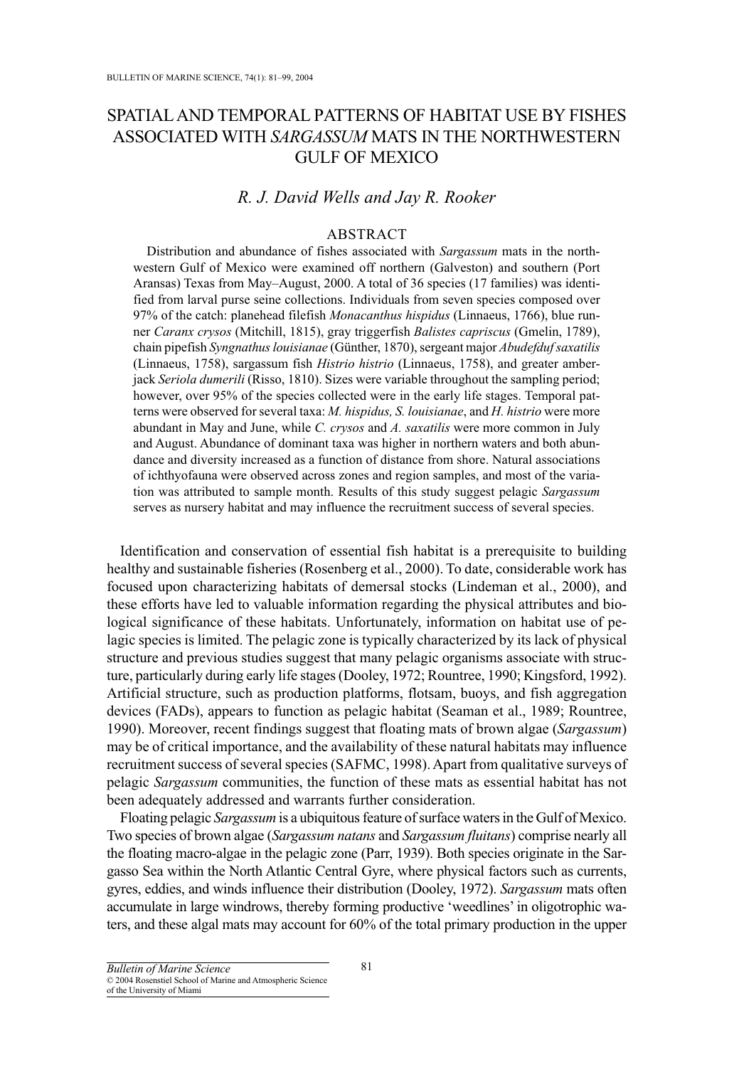# SPATIAL AND TEMPORAL PATTERNS OF HABITAT USE BY FISHES ASSOCIATED WITH *SARGASSUM* MATS IN THE NORTHWESTERN GULF OF MEXICO

*R. J. David Wells and Jay R. Rooker*

## ABSTRACT

Distribution and abundance of fishes associated with *Sargassum* mats in the northwestern Gulf of Mexico were examined off northern (Galveston) and southern (Port Aransas) Texas from May–August, 2000. A total of 36 species (17 families) was identified from larval purse seine collections. Individuals from seven species composed over 97% of the catch: planehead filefish *Monacanthus hispidus* (Linnaeus, 1766), blue runner *Caranx crysos* (Mitchill, 1815), gray triggerfish *Balistes capriscus* (Gmelin, 1789), chain pipefish *Syngnathus louisianae* (Günther, 1870), sergeant major *Abudefduf saxatilis* (Linnaeus, 1758), sargassum fish *Histrio histrio* (Linnaeus, 1758), and greater amberjack *Seriola dumerili* (Risso, 1810). Sizes were variable throughout the sampling period; however, over 95% of the species collected were in the early life stages. Temporal patterns were observed for several taxa: *M. hispidus, S. louisianae*, and *H. histrio* were more abundant in May and June, while *C. crysos* and *A. saxatilis* were more common in July and August. Abundance of dominant taxa was higher in northern waters and both abundance and diversity increased as a function of distance from shore. Natural associations of ichthyofauna were observed across zones and region samples, and most of the variation was attributed to sample month. Results of this study suggest pelagic *Sargassum* serves as nursery habitat and may influence the recruitment success of several species.

Identification and conservation of essential fish habitat is a prerequisite to building healthy and sustainable fisheries (Rosenberg et al., 2000). To date, considerable work has focused upon characterizing habitats of demersal stocks (Lindeman et al., 2000), and these efforts have led to valuable information regarding the physical attributes and biological significance of these habitats. Unfortunately, information on habitat use of pelagic species is limited. The pelagic zone is typically characterized by its lack of physical structure and previous studies suggest that many pelagic organisms associate with structure, particularly during early life stages (Dooley, 1972; Rountree, 1990; Kingsford, 1992). Artificial structure, such as production platforms, flotsam, buoys, and fish aggregation devices (FADs), appears to function as pelagic habitat (Seaman et al., 1989; Rountree, 1990). Moreover, recent findings suggest that floating mats of brown algae (*Sargassum*) may be of critical importance, and the availability of these natural habitats may influence recruitment success of several species (SAFMC, 1998). Apart from qualitative surveys of pelagic *Sargassum* communities, the function of these mats as essential habitat has not been adequately addressed and warrants further consideration.

Floating pelagic *Sargassum* is a ubiquitous feature of surface waters in the Gulf of Mexico. Two species of brown algae (*Sargassum natans* and *Sargassum fluitans*) comprise nearly all the floating macro-algae in the pelagic zone (Parr, 1939). Both species originate in the Sargasso Sea within the North Atlantic Central Gyre, where physical factors such as currents, gyres, eddies, and winds influence their distribution (Dooley, 1972). *Sargassum* mats often accumulate in large windrows, thereby forming productive 'weedlines' in oligotrophic waters, and these algal mats may account for 60% of the total primary production in the upper

*Bulletin of Marine Science*
© 2004 Rosenstiel School of Marine and Atmospheric Science of the University of Miami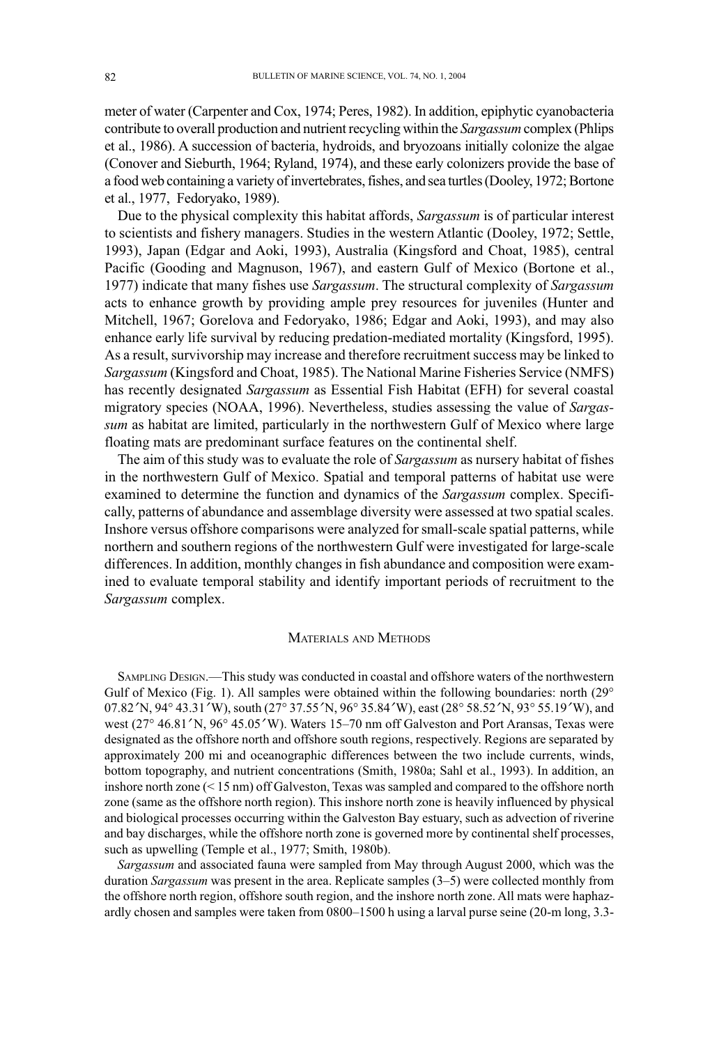meter of water (Carpenter and Cox, 1974; Peres, 1982). In addition, epiphytic cyanobacteria contribute to overall production and nutrient recycling within the *Sargassum* complex (Phlips et al., 1986). A succession of bacteria, hydroids, and bryozoans initially colonize the algae (Conover and Sieburth, 1964; Ryland, 1974), and these early colonizers provide the base of a food web containing a variety of invertebrates, fishes, and sea turtles (Dooley, 1972; Bortone et al., 1977, Fedoryako, 1989).

Due to the physical complexity this habitat affords, *Sargassum* is of particular interest to scientists and fishery managers. Studies in the western Atlantic (Dooley, 1972; Settle, 1993), Japan (Edgar and Aoki, 1993), Australia (Kingsford and Choat, 1985), central Pacific (Gooding and Magnuson, 1967), and eastern Gulf of Mexico (Bortone et al., 1977) indicate that many fishes use *Sargassum*. The structural complexity of *Sargassum* acts to enhance growth by providing ample prey resources for juveniles (Hunter and Mitchell, 1967; Gorelova and Fedoryako, 1986; Edgar and Aoki, 1993), and may also enhance early life survival by reducing predation-mediated mortality (Kingsford, 1995). As a result, survivorship may increase and therefore recruitment success may be linked to *Sargassum* (Kingsford and Choat, 1985). The National Marine Fisheries Service (NMFS) has recently designated *Sargassum* as Essential Fish Habitat (EFH) for several coastal migratory species (NOAA, 1996). Nevertheless, studies assessing the value of *Sargassum* as habitat are limited, particularly in the northwestern Gulf of Mexico where large floating mats are predominant surface features on the continental shelf.

The aim of this study was to evaluate the role of *Sargassum* as nursery habitat of fishes in the northwestern Gulf of Mexico. Spatial and temporal patterns of habitat use were examined to determine the function and dynamics of the *Sargassum* complex. Specifically, patterns of abundance and assemblage diversity were assessed at two spatial scales. Inshore versus offshore comparisons were analyzed for small-scale spatial patterns, while northern and southern regions of the northwestern Gulf were investigated for large-scale differences. In addition, monthly changes in fish abundance and composition were examined to evaluate temporal stability and identify important periods of recruitment to the *Sargassum* complex.

## Materials and Methods

Sampling Design.—This study was conducted in coastal and offshore waters of the northwestern Gulf of Mexico (Fig. 1). All samples were obtained within the following boundaries: north (29° 07.82´N, 94° 43.31´W), south (27° 37.55´N, 96° 35.84´W), east (28° 58.52´N, 93° 55.19´W), and west (27° 46.81´N, 96° 45.05´W). Waters 15–70 nm off Galveston and Port Aransas, Texas were designated as the offshore north and offshore south regions, respectively. Regions are separated by approximately 200 mi and oceanographic differences between the two include currents, winds, bottom topography, and nutrient concentrations (Smith, 1980a; Sahl et al., 1993). In addition, an inshore north zone (< 15 nm) off Galveston, Texas was sampled and compared to the offshore north zone (same as the offshore north region). This inshore north zone is heavily influenced by physical and biological processes occurring within the Galveston Bay estuary, such as advection of riverine and bay discharges, while the offshore north zone is governed more by continental shelf processes, such as upwelling (Temple et al., 1977; Smith, 1980b).

*Sargassum* and associated fauna were sampled from May through August 2000, which was the duration *Sargassum* was present in the area. Replicate samples (3–5) were collected monthly from the offshore north region, offshore south region, and the inshore north zone. All mats were haphazardly chosen and samples were taken from 0800–1500 h using a larval purse seine (20-m long, 3.3-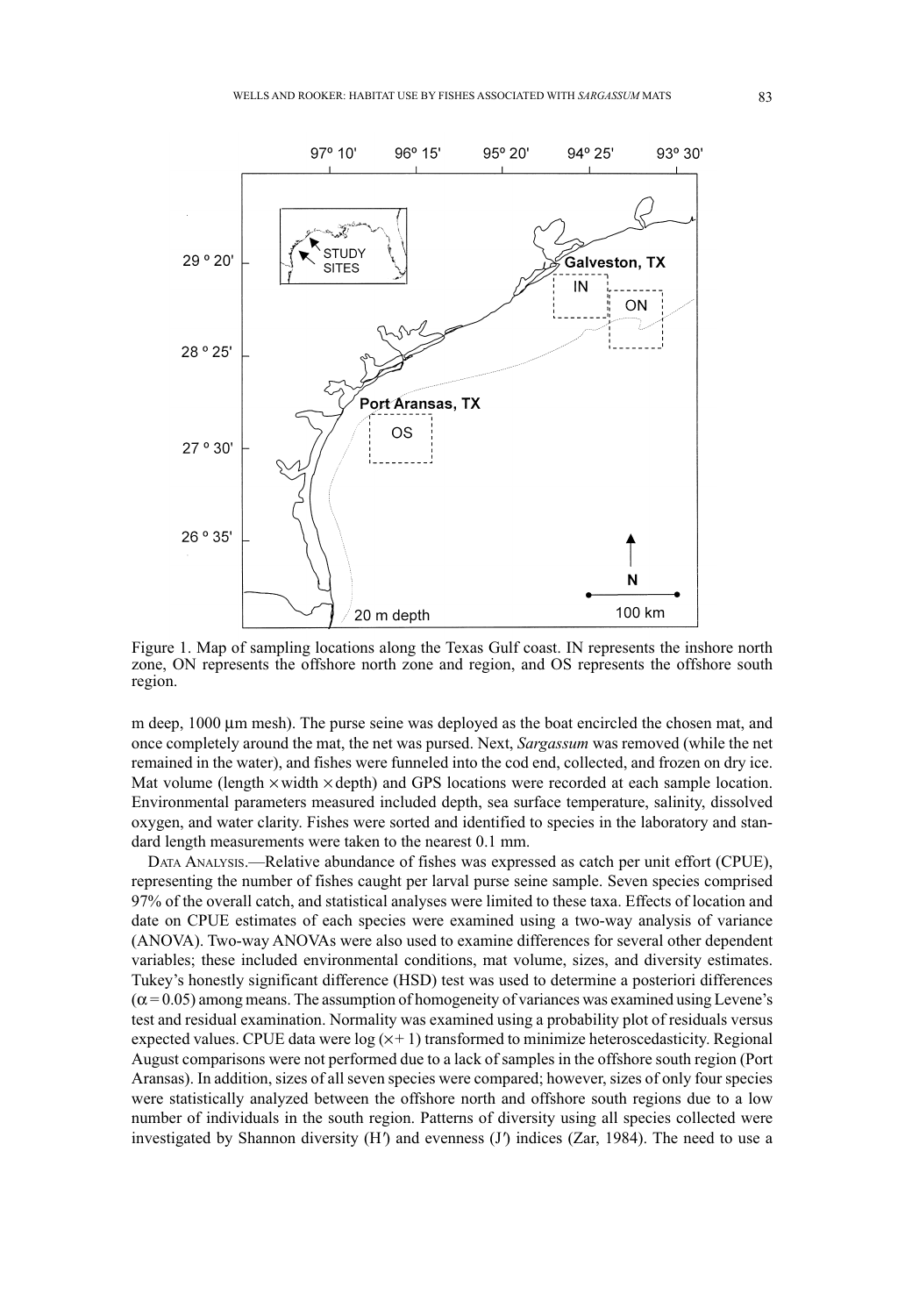Figure 1. Map of sampling locations along the Texas Gulf coast. IN represents the inshore north zone, ON represents the offshore north zone and region, and OS represents the offshore south region.

m deep, 1000 µm mesh). The purse seine was deployed as the boat encircled the chosen mat, and once completely around the mat, the net was pursed. Next, *Sargassum* was removed (while the net remained in the water), and fishes were funneled into the cod end, collected, and frozen on dry ice. Mat volume (length × width × depth) and GPS locations were recorded at each sample location. Environmental parameters measured included depth, sea surface temperature, salinity, dissolved oxygen, and water clarity. Fishes were sorted and identified to species in the laboratory and standard length measurements were taken to the nearest 0.1 mm.

Data Analysis.—Relative abundance of fishes was expressed as catch per unit effort (CPUE), representing the number of fishes caught per larval purse seine sample. Seven species comprised 97% of the overall catch, and statistical analyses were limited to these taxa. Effects of location and date on CPUE estimates of each species were examined using a two-way analysis of variance (ANOVA). Two-way ANOVAs were also used to examine differences for several other dependent variables; these included environmental conditions, mat volume, sizes, and diversity estimates. Tukey's honestly significant difference (HSD) test was used to determine a posteriori differences ($\alpha = 0.05$) among means. The assumption of homogeneity of variances was examined using Levene's test and residual examination. Normality was examined using a probability plot of residuals versus expected values. CPUE data were log ($\times + 1$) transformed to minimize heteroscedasticity. Regional August comparisons were not performed due to a lack of samples in the offshore south region (Port Aransas). In addition, sizes of all seven species were compared; however, sizes of only four species were statistically analyzed between the offshore north and offshore south regions due to a low number of individuals in the south region. Patterns of diversity using all species collected were investigated by Shannon diversity ($H'$) and evenness ($J'$) indices (Zar, 1984). The need to use a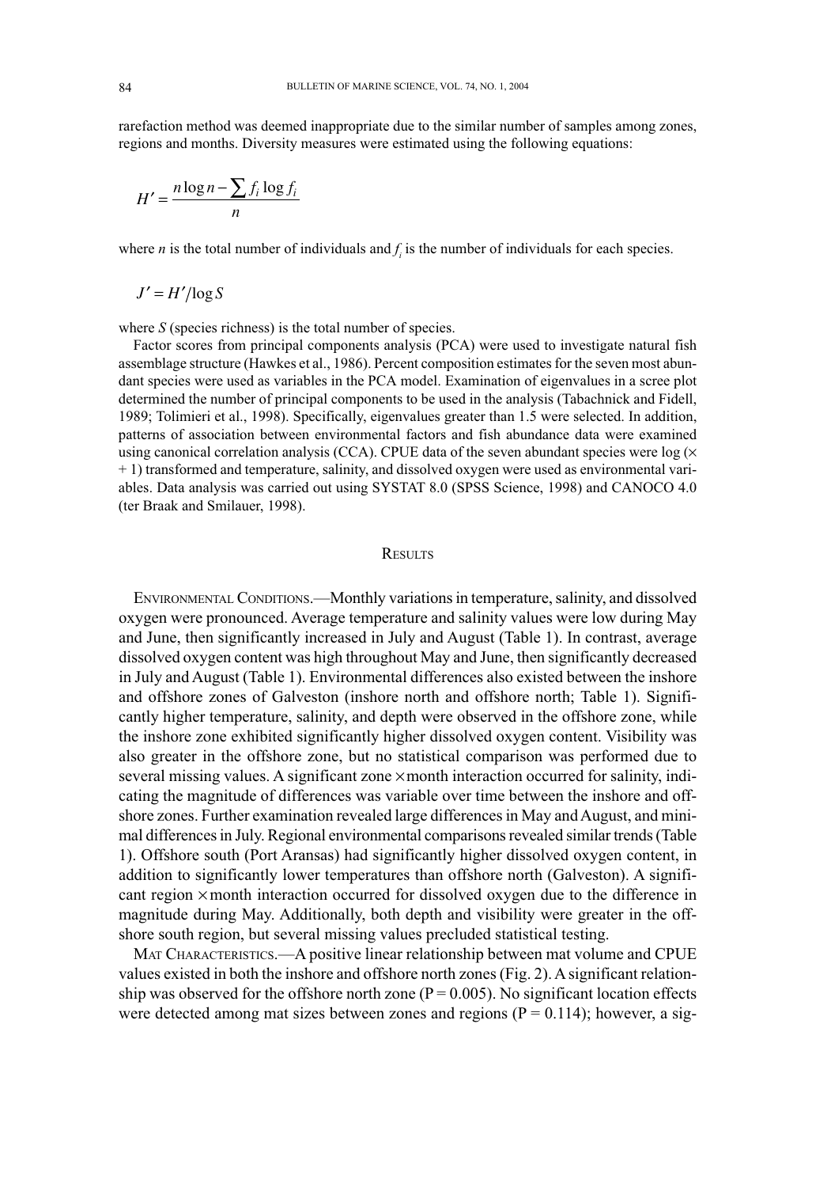rarefaction method was deemed inappropriate due to the similar number of samples among zones, regions and months. Diversity measures were estimated using the following equations:

$$H' = \frac{n \log n - \sum f_i \log f_i}{n}$$

where $n$ is the total number of individuals and $f_i$ is the number of individuals for each species.

$$J' = H' / \log S$$

where $S$ (species richness) is the total number of species.

Factor scores from principal components analysis (PCA) were used to investigate natural fish assemblage structure (Hawkes et al., 1986). Percent composition estimates for the seven most abundant species were used as variables in the PCA model. Examination of eigenvalues in a scree plot determined the number of principal components to be used in the analysis (Tabachnick and Fidell, 1989; Tolimieri et al., 1998). Specifically, eigenvalues greater than 1.5 were selected. In addition, patterns of association between environmental factors and fish abundance data were examined using canonical correlation analysis (CCA). CPUE data of the seven abundant species were log ($\times$ + 1) transformed and temperature, salinity, and dissolved oxygen were used as environmental variables. Data analysis was carried out using SYSTAT 8.0 (SPSS Science, 1998) and CANOCO 4.0 (ter Braak and Smilauer, 1998).

## Results

Environmental Conditions.—Monthly variations in temperature, salinity, and dissolved oxygen were pronounced. Average temperature and salinity values were low during May and June, then significantly increased in July and August (Table 1). In contrast, average dissolved oxygen content was high throughout May and June, then significantly decreased in July and August (Table 1). Environmental differences also existed between the inshore and offshore zones of Galveston (inshore north and offshore north; Table 1). Significantly higher temperature, salinity, and depth were observed in the offshore zone, while the inshore zone exhibited significantly higher dissolved oxygen content. Visibility was also greater in the offshore zone, but no statistical comparison was performed due to several missing values. A significant zone $\times$ month interaction occurred for salinity, indicating the magnitude of differences was variable over time between the inshore and offshore zones. Further examination revealed large differences in May and August, and minimal differences in July. Regional environmental comparisons revealed similar trends (Table 1). Offshore south (Port Aransas) had significantly higher dissolved oxygen content, in addition to significantly lower temperatures than offshore north (Galveston). A significant region $\times$ month interaction occurred for dissolved oxygen due to the difference in magnitude during May. Additionally, both depth and visibility were greater in the offshore south region, but several missing values precluded statistical testing.

Mat Characteristics.—A positive linear relationship between mat volume and CPUE values existed in both the inshore and offshore north zones (Fig. 2). A significant relationship was observed for the offshore north zone ($P = 0.005$). No significant location effects were detected among mat sizes between zones and regions ($P = 0.114$); however, a sig-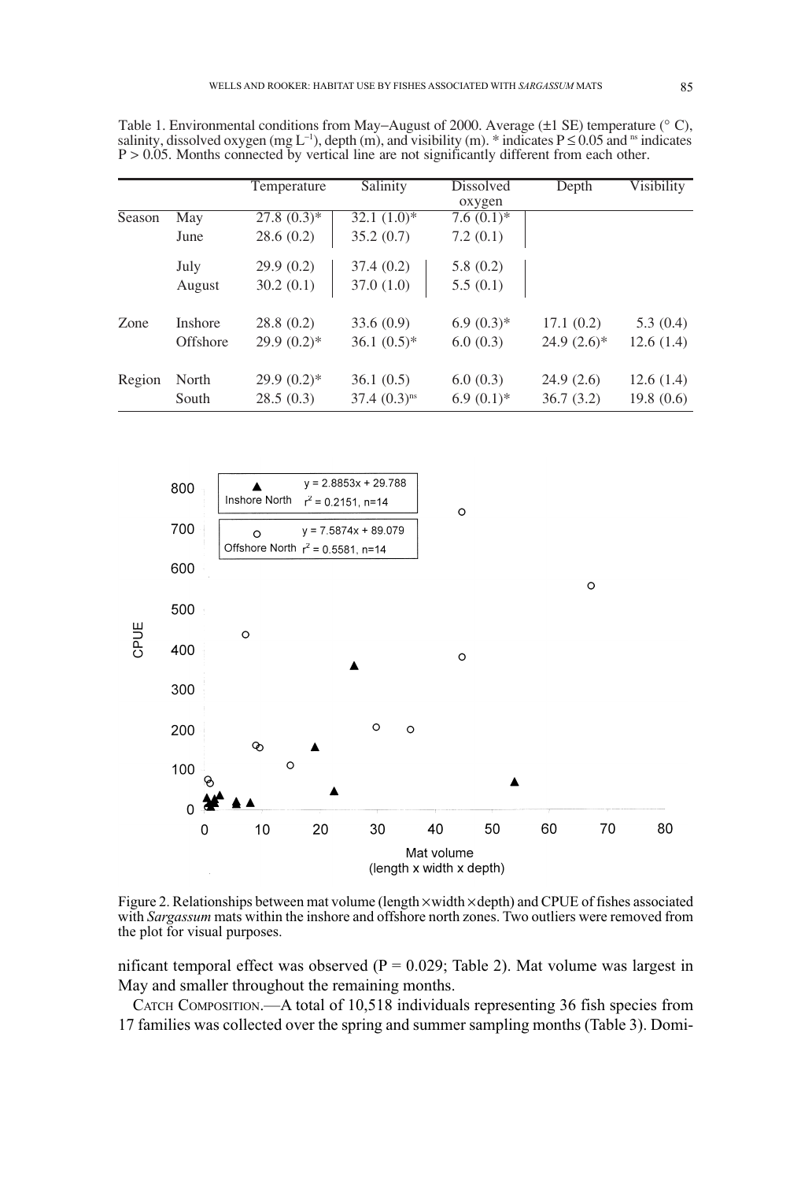Table 1. Environmental conditions from May–August of 2000. Average (±1 SE) temperature (° C), salinity, dissolved oxygen (mg $L^{-1}$), depth (m), and visibility (m). * indicates $P \leq 0.05$ and ns indicates $P > 0.05$. Months connected by vertical line are not significantly different from each other.

| | | Temperature | Salinity | Dissolved oxygen | Depth | Visibility |
|---|---|---|---|---|---|---|
| Season | May | 27.8 (0.3)* | 32.1 (1.0)* | 7.6 (0.1)* | | |
| | June | 28.6 (0.2) | 35.2 (0.7) | 7.2 (0.1) | | |
| | July | 29.9 (0.2) | 37.4 (0.2) | 5.8 (0.2) | | |
| | August | 30.2 (0.1) | 37.0 (1.0) | 5.5 (0.1) | | |
| Zone | Inshore | 28.8 (0.2) | 33.6 (0.9) | 6.9 (0.3)* | 17.1 (0.2) | 5.3 (0.4) |
| | Offshore | 29.9 (0.2)* | 36.1 (0.5)* | 6.0 (0.3) | 24.9 (2.6)* | 12.6 (1.4) |
| Region | North | 29.9 (0.2)* | 36.1 (0.5) | 6.0 (0.3) | 24.9 (2.6) | 12.6 (1.4) |
| | South | 28.5 (0.3) | 37.4 (0.3)$^{ns}$ | 6.9 (0.1)* | 36.7 (3.2) | 19.8 (0.6) |

Figure 2. Relationships between mat volume (length × width × depth) and CPUE of fishes associated with *Sargassum* mats within the inshore and offshore north zones. Two outliers were removed from the plot for visual purposes.

nificant temporal effect was observed (P = 0.029; Table 2). Mat volume was largest in May and smaller throughout the remaining months.

Catch Composition.—A total of 10,518 individuals representing 36 fish species from 17 families was collected over the spring and summer sampling months (Table 3). Domi-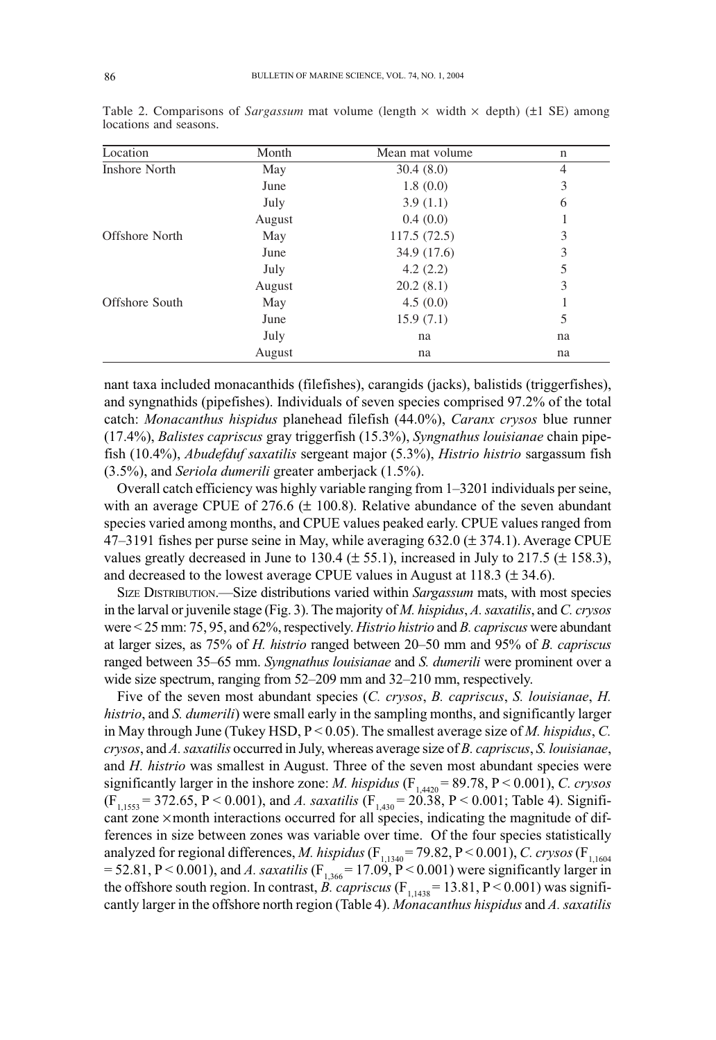Table 2. Comparisons of *Sargassum* mat volume (length × width × depth) (±1 SE) among locations and seasons.

| Location | Month | Mean mat volume | n |
|---|---|---|---|
| Inshore North | May | 30.4 (8.0) | 4 |
| | June | 1.8 (0.0) | 3 |
| | July | 3.9 (1.1) | 6 |
| | August | 0.4 (0.0) | 1 |
| Offshore North | May | 117.5 (72.5) | 3 |
| | June | 34.9 (17.6) | 3 |
| | July | 4.2 (2.2) | 5 |
| | August | 20.2 (8.1) | 3 |
| Offshore South | May | 4.5 (0.0) | 1 |
| | June | 15.9 (7.1) | 5 |
| | July | na | na |
| | August | na | na |

nant taxa included monacanthids (filefishes), carangids (jacks), balistids (triggerfishes), and syngnathids (pipefishes). Individuals of seven species comprised 97.2% of the total catch: *Monacanthus hispidus* planehead filefish (44.0%), *Caranx crysos* blue runner (17.4%), *Balistes capriscus* gray triggerfish (15.3%), *Syngnathus louisianae* chain pipefish (10.4%), *Abudefduf saxatilis* sergeant major (5.3%), *Histrio histrio* sargassum fish (3.5%), and *Seriola dumerili* greater amberjack (1.5%).

Overall catch efficiency was highly variable ranging from 1–3201 individuals per seine, with an average CPUE of 276.6 (± 100.8). Relative abundance of the seven abundant species varied among months, and CPUE values peaked early. CPUE values ranged from 47–3191 fishes per purse seine in May, while averaging 632.0 (± 374.1). Average CPUE values greatly decreased in June to 130.4 (± 55.1), increased in July to 217.5 (± 158.3), and decreased to the lowest average CPUE values in August at 118.3 (± 34.6).

Size Distribution.—Size distributions varied within *Sargassum* mats, with most species in the larval or juvenile stage (Fig. 3). The majority of *M. hispidus*, *A. saxatilis*, and *C. crysos* were < 25 mm: 75, 95, and 62%, respectively. *Histrio histrio* and *B. capriscus* were abundant at larger sizes, as 75% of *H. histrio* ranged between 20–50 mm and 95% of *B. capriscus* ranged between 35–65 mm. *Syngnathus louisianae* and *S. dumerili* were prominent over a wide size spectrum, ranging from 52–209 mm and 32–210 mm, respectively.

Five of the seven most abundant species (*C. crysos*, *B. capriscus*, *S. louisianae*, *H. histrio*, and *S. dumerili*) were small early in the sampling months, and significantly larger in May through June (Tukey HSD, $P < 0.05$). The smallest average size of *M. hispidus*, *C. crysos*, and *A. saxatilis* occurred in July, whereas average size of *B. capriscus*, *S. louisianae*, and *H. histrio* was smallest in August. Three of the seven most abundant species were significantly larger in the inshore zone: *M. hispidus* ($F_{1,4420} = 89.78$, $P < 0.001$), *C. crysos* ($F_{1,1553} = 372.65$, $P < 0.001$), and *A. saxatilis* ($F_{1,430} = 20.38$, $P < 0.001$; Table 4). Significant zone × month interactions occurred for all species, indicating the magnitude of differences in size between zones was variable over time. Of the four species statistically analyzed for regional differences, *M. hispidus* ($F_{1,1340} = 79.82$, $P < 0.001$), *C. crysos* ($F_{1,1604} = 52.81$, $P < 0.001$), and *A. saxatilis* ($F_{1,366} = 17.09$, $P < 0.001$) were significantly larger in the offshore south region. In contrast, *B. capriscus* ($F_{1,1438} = 13.81$, $P < 0.001$) was significantly larger in the offshore north region (Table 4). *Monacanthus hispidus* and *A. saxatilis*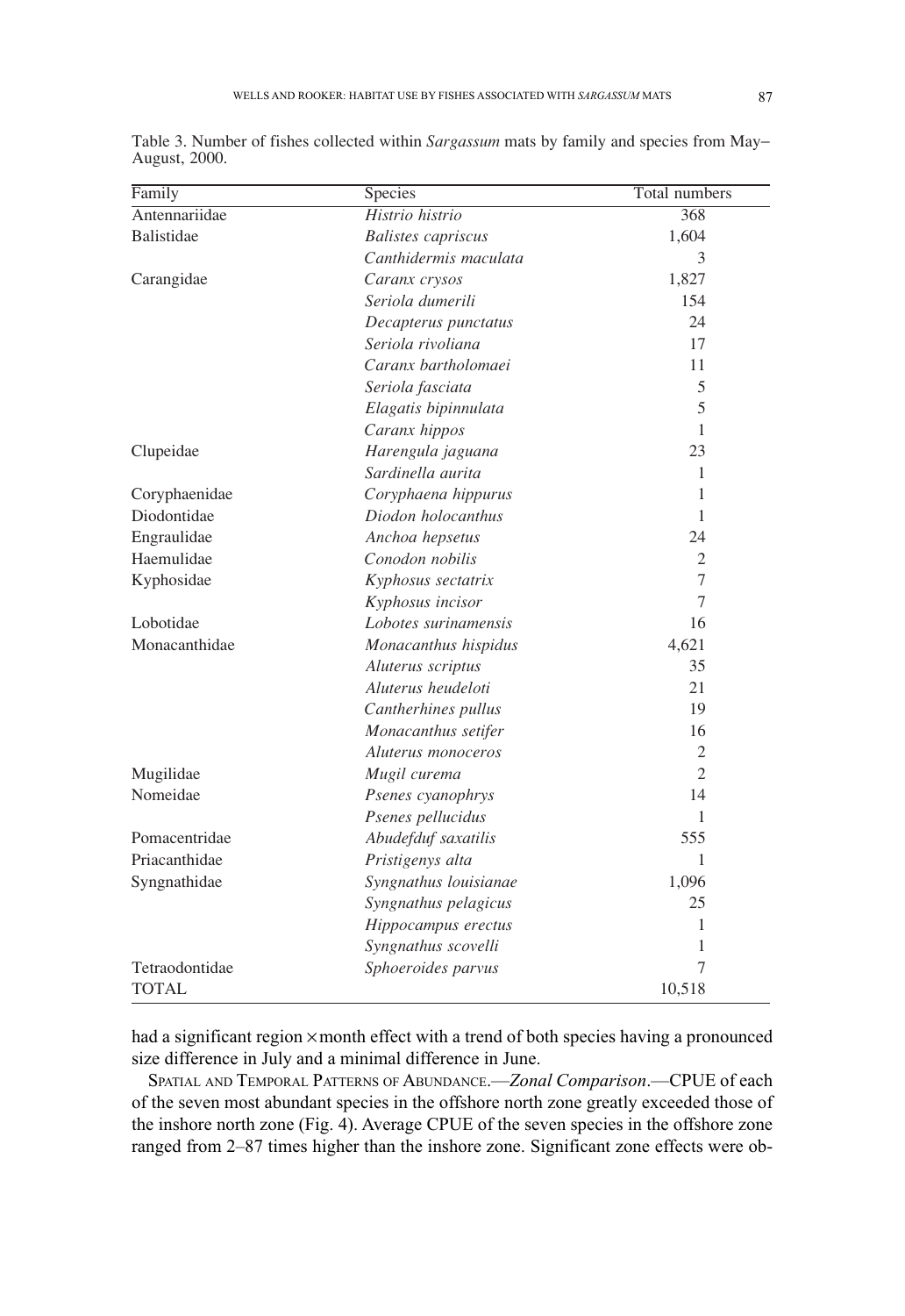Table 3. Number of fishes collected within *Sargassum* mats by family and species from May–August, 2000.

| Family | Species | Total numbers |
|---|---|---|
| Antennariidae | *Histrio histrio* | 368 |
| Balistidae | *Balistes capriscus* | 1,604 |
| | *Canthidermis maculata* | 3 |
| Carangidae | *Caranx crysos* | 1,827 |
| | *Seriola dumerili* | 154 |
| | *Decapterus punctatus* | 24 |
| | *Seriola rivoliana* | 17 |
| | *Caranx bartholomaei* | 11 |
| | *Seriola fasciata* | 5 |
| | *Elagatis bipinnulata* | 5 |
| | *Caranx hippos* | 1 |
| Clupeidae | *Harengula jaguana* | 23 |
| | *Sardinella aurita* | 1 |
| Coryphaenidae | *Coryphaena hippurus* | 1 |
| Diodontidae | *Diodon holocanthus* | 1 |
| Engraulidae | *Anchoa hepsetus* | 24 |
| Haemulidae | *Conodon nobilis* | 2 |
| Kyphosidae | *Kyphosus sectatrix* | 7 |
| | *Kyphosus incisor* | 7 |
| Lobotidae | *Lobotes surinamensis* | 16 |
| Monacanthidae | *Monacanthus hispidus* | 4,621 |
| | *Aluterus scriptus* | 35 |
| | *Aluterus heudeloti* | 21 |
| | *Cantherhines pullus* | 19 |
| | *Monacanthus setifer* | 16 |
| | *Aluterus monoceros* | 2 |
| Mugilidae | *Mugil curema* | 2 |
| Nomeidae | *Psenes cyanophrys* | 14 |
| | *Psenes pellucidus* | 1 |
| Pomacentridae | *Abudefduf saxatilis* | 555 |
| Priacanthidae | *Pristigenys alta* | 1 |
| Syngnathidae | *Syngnathus louisianae* | 1,096 |
| | *Syngnathus pelagicus* | 25 |
| | *Hippocampus erectus* | 1 |
| | *Syngnathus scovelli* | 1 |
| Tetraodontidae | *Sphoeroides parvus* | 7 |
| TOTAL | | 10,518 |

had a significant region × month effect with a trend of both species having a pronounced size difference in July and a minimal difference in June.

SPATIAL AND TEMPORAL PATTERNS OF ABUNDANCE.—*Zonal Comparison*.—CPUE of each of the seven most abundant species in the offshore north zone greatly exceeded those of the inshore north zone (Fig. 4). Average CPUE of the seven species in the offshore zone ranged from 2–87 times higher than the inshore zone. Significant zone effects were ob-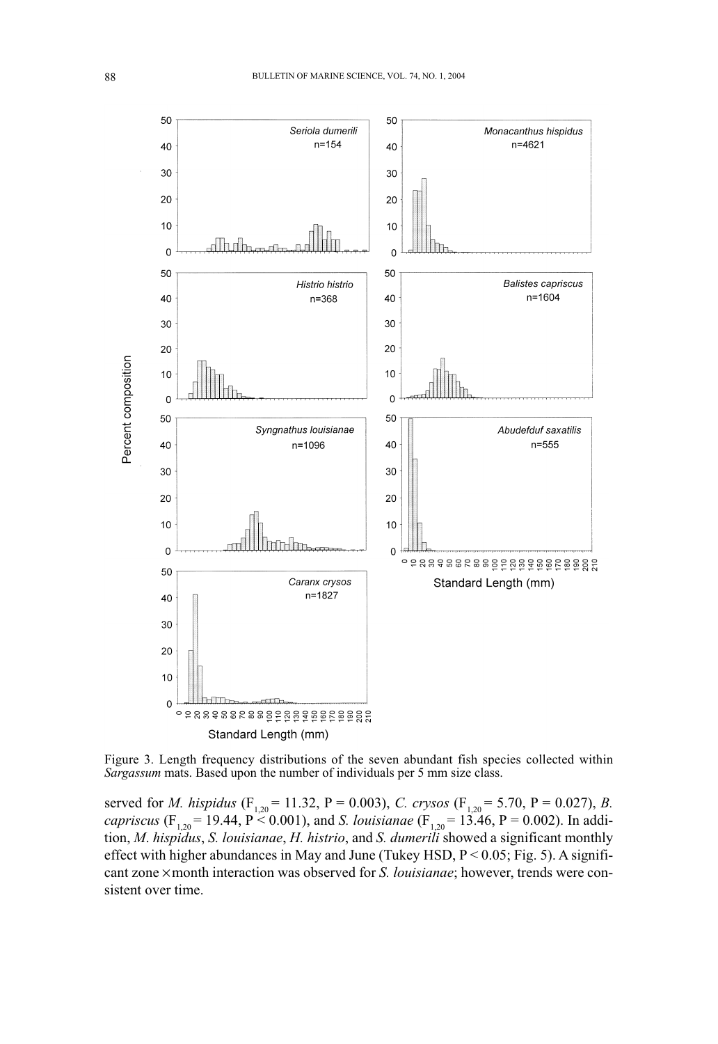Figure 3. Length frequency distributions of the seven abundant fish species collected within *Sargassum* mats. Based upon the number of individuals per 5 mm size class.

served for *M. hispidus* ($F_{1,20}$ = 11.32, P = 0.003), *C. crysos* ($F_{1,20}$ = 5.70, P = 0.027), *B. capriscus* ($F_{1,20}$ = 19.44, P < 0.001), and *S. louisianae* ($F_{1,20}$ = 13.46, P = 0.002). In addition, *M. hispidus*, *S. louisianae*, *H. histrio*, and *S. dumerili* showed a significant monthly effect with higher abundances in May and June (Tukey HSD, P < 0.05; Fig. 5). A significant zone × month interaction was observed for *S. louisianae*; however, trends were consistent over time.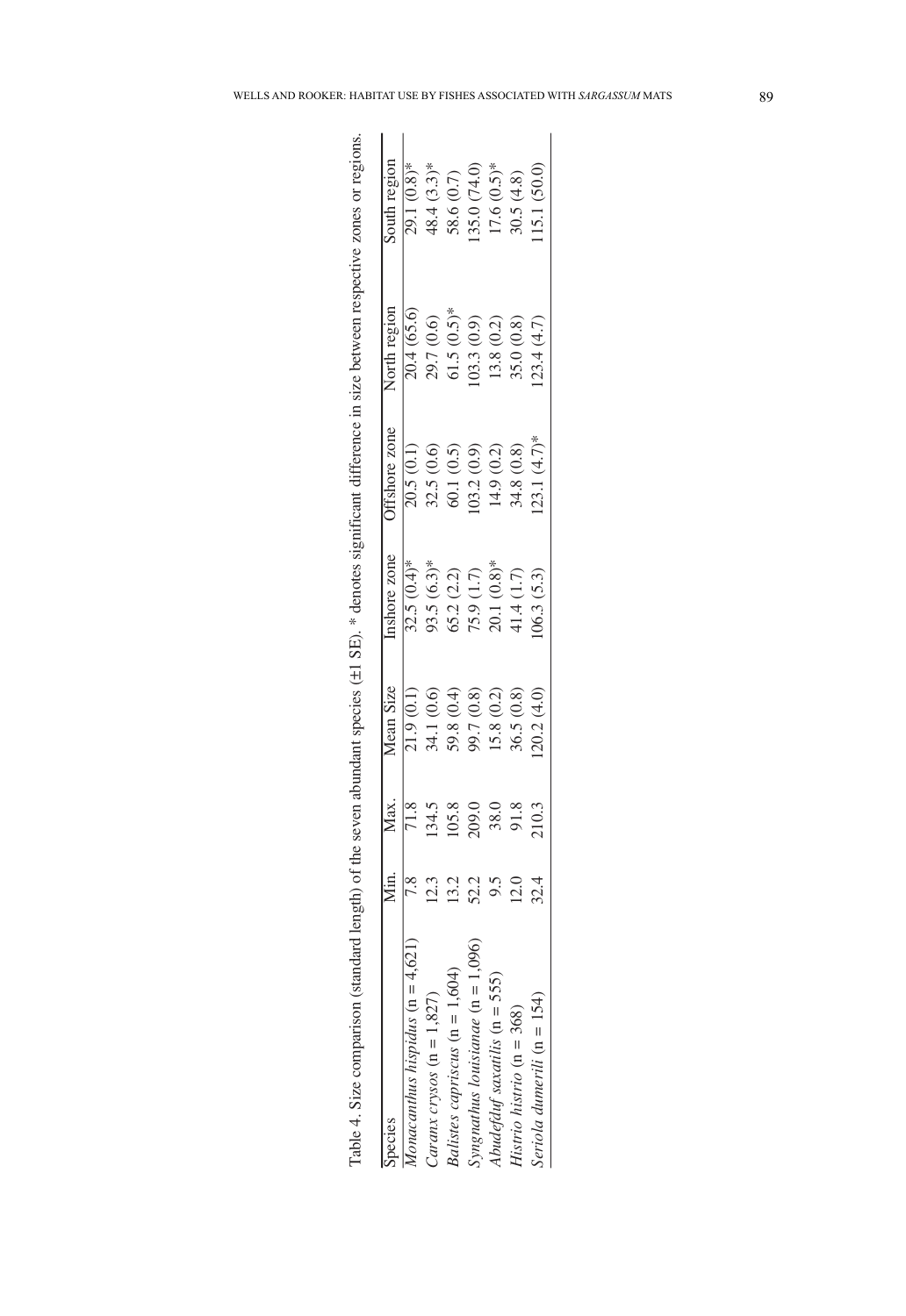Table 4. Size comparison (standard length) of the seven abundant species (±1 SE). * denotes significant difference in size between respective zones or regions.

| Species | Min. | Max. | Mean Size | Inshore zone | Offshore zone | North region | South region |
|---|---|---|---|---|---|---|---|
| *Monacanthus hispidus* (n = 4,621) | 7.8 | 71.8 | 21.9 (0.1) | 32.5 (0.4)* | 20.5 (0.1) | 20.4 (65.6) | 29.1 (0.8)* |
| *Caranx crysos* (n = 1,827) | 12.3 | 134.5 | 34.1 (0.6) | 93.5 (6.3)* | 32.5 (0.6) | 29.7 (0.6) | 48.4 (3.3)* |
| *Balistes capriscus* (n = 1,604) | 13.2 | 105.8 | 59.8 (0.4) | 65.2 (2.2) | 60.1 (0.5) | 61.5 (0.5)* | 58.6 (0.7) |
| *Syngnathus louisianae* (n = 1,096) | 52.2 | 209.0 | 99.7 (0.8) | 75.9 (1.7) | 103.2 (0.9) | 103.3 (0.9) | 135.0 (74.0) |
| *Abudefduf saxatilis* (n = 555) | 9.5 | 38.0 | 15.8 (0.2) | 20.1 (0.8)* | 14.9 (0.2) | 13.8 (0.2) | 17.6 (0.5)* |
| *Histrio histrio* (n = 368) | 12.0 | 91.8 | 36.5 (0.8) | 41.4 (1.7) | 34.8 (0.8) | 35.0 (0.8) | 30.5 (4.8) |
| *Seriola dumerili* (n = 154) | 32.4 | 210.3 | 120.2 (4.0) | 106.3 (5.3) | 123.1 (4.7)* | 123.4 (4.7) | 115.1 (50.0) |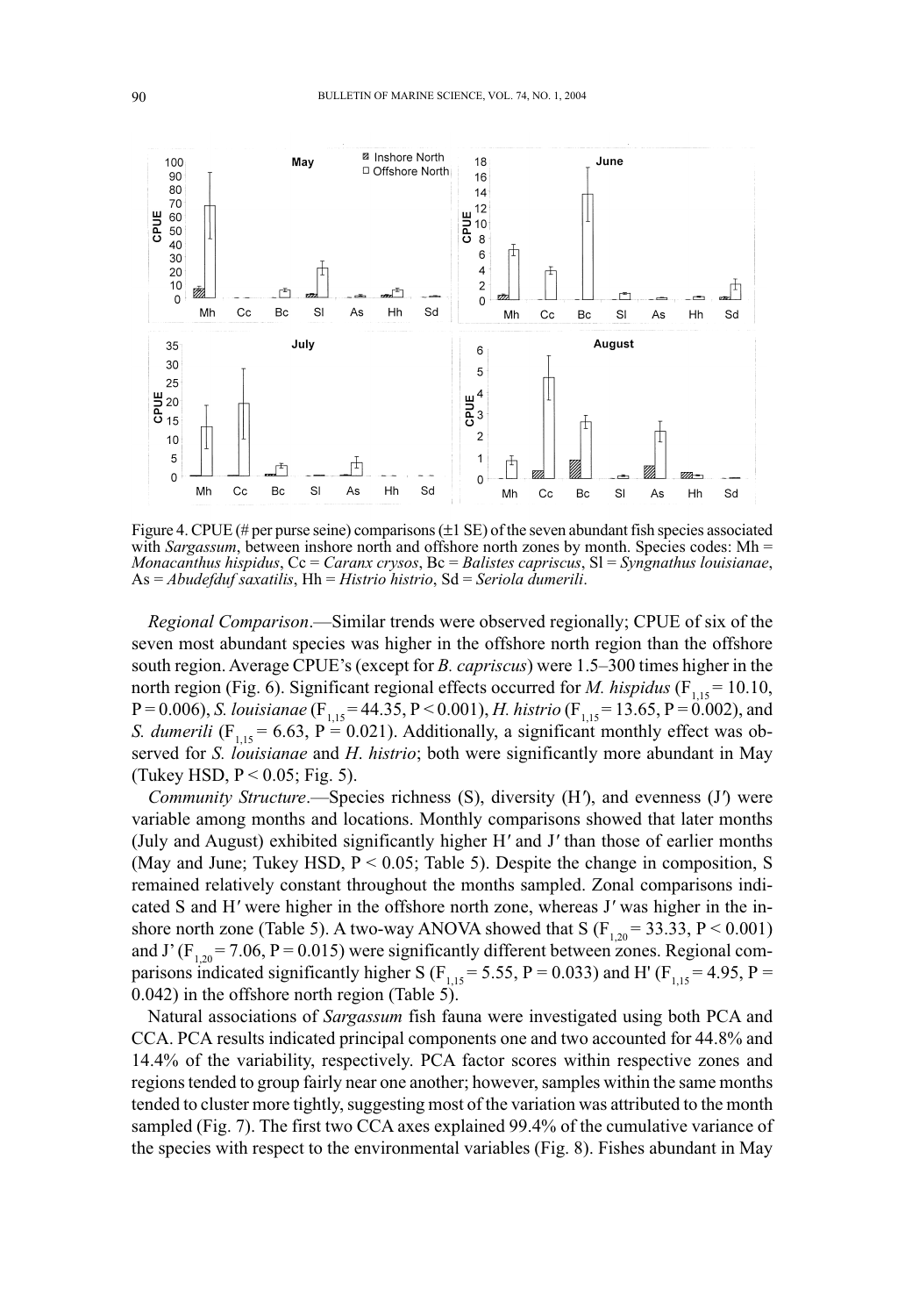Figure 4. CPUE (# per purse seine) comparisons (±1 SE) of the seven abundant fish species associated with *Sargassum*, between inshore north and offshore north zones by month. Species codes: Mh = *Monacanthus hispidus*, Cc = *Caranx crysos*, Bc = *Balistes capriscus*, Sl = *Syngnathus louisianae*, As = *Abudefduf saxatilis*, Hh = *Histrio histrio*, Sd = *Seriola dumerili*.

*Regional Comparison*.—Similar trends were observed regionally; CPUE of six of the seven most abundant species was higher in the offshore north region than the offshore south region. Average CPUE's (except for *B. capriscus*) were 1.5–300 times higher in the north region (Fig. 6). Significant regional effects occurred for *M. hispidus* ($F_{1,15} = 10.10$, $P = 0.006$), *S. louisianae* ($F_{1,15} = 44.35$, $P < 0.001$), *H. histrio* ($F_{1,15} = 13.65$, $P = 0.002$), and *S. dumerili* ($F_{1,15} = 6.63$, $P = 0.021$). Additionally, a significant monthly effect was observed for *S. louisianae* and *H. histrio*; both were significantly more abundant in May (Tukey HSD, $P < 0.05$; Fig. 5).

*Community Structure*.—Species richness (S), diversity (H′), and evenness (J′) were variable among months and locations. Monthly comparisons showed that later months (July and August) exhibited significantly higher H′ and J′ than those of earlier months (May and June; Tukey HSD, $P < 0.05$; Table 5). Despite the change in composition, S remained relatively constant throughout the months sampled. Zonal comparisons indicated S and H′ were higher in the offshore north zone, whereas J′ was higher in the inshore north zone (Table 5). A two-way ANOVA showed that S ($F_{1,20} = 33.33$, $P < 0.001$) and J' ($F_{1,20} = 7.06$, $P = 0.015$) were significantly different between zones. Regional comparisons indicated significantly higher S ($F_{1,15} = 5.55$, $P = 0.033$) and H' ($F_{1,15} = 4.95$, $P = 0.042$) in the offshore north region (Table 5).

Natural associations of *Sargassum* fish fauna were investigated using both PCA and CCA. PCA results indicated principal components one and two accounted for 44.8% and 14.4% of the variability, respectively. PCA factor scores within respective zones and regions tended to group fairly near one another; however, samples within the same months tended to cluster more tightly, suggesting most of the variation was attributed to the month sampled (Fig. 7). The first two CCA axes explained 99.4% of the cumulative variance of the species with respect to the environmental variables (Fig. 8). Fishes abundant in May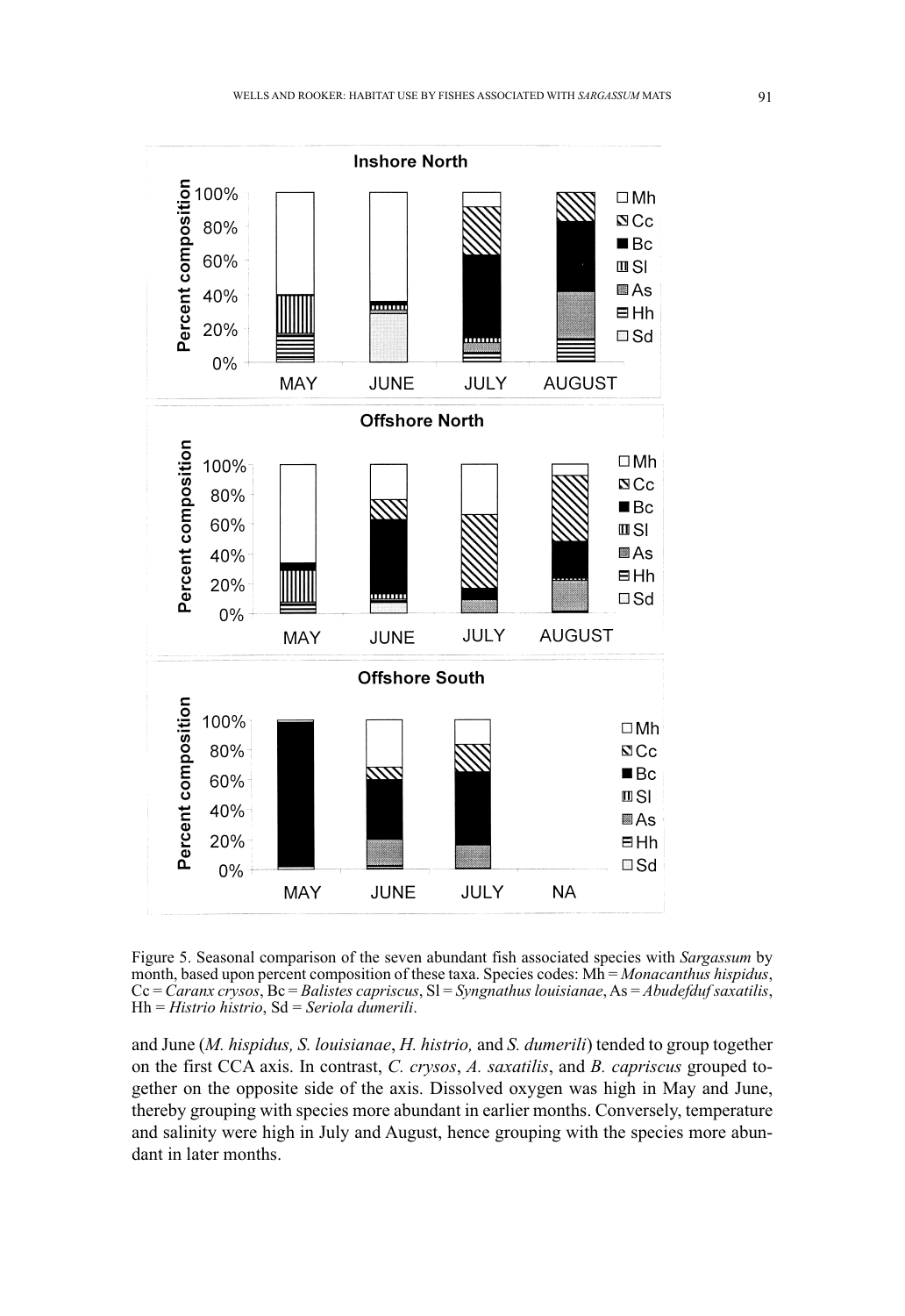Figure 5. Seasonal comparison of the seven abundant fish associated species with *Sargassum* by month, based upon percent composition of these taxa. Species codes: Mh = *Monacanthus hispidus*, Cc = *Caranx crysos*, Bc = *Balistes capriscus*, Sl = *Syngnathus louisianae*, As = *Abudefduf saxatilis*, Hh = *Histrio histrio*, Sd = *Seriola dumerili*.

and June (*M. hispidus, S. louisianae*, *H. histrio,* and *S. dumerili*) tended to group together on the first CCA axis. In contrast, *C. crysos*, *A. saxatilis*, and *B. capriscus* grouped together on the opposite side of the axis. Dissolved oxygen was high in May and June, thereby grouping with species more abundant in earlier months. Conversely, temperature and salinity were high in July and August, hence grouping with the species more abundant in later months.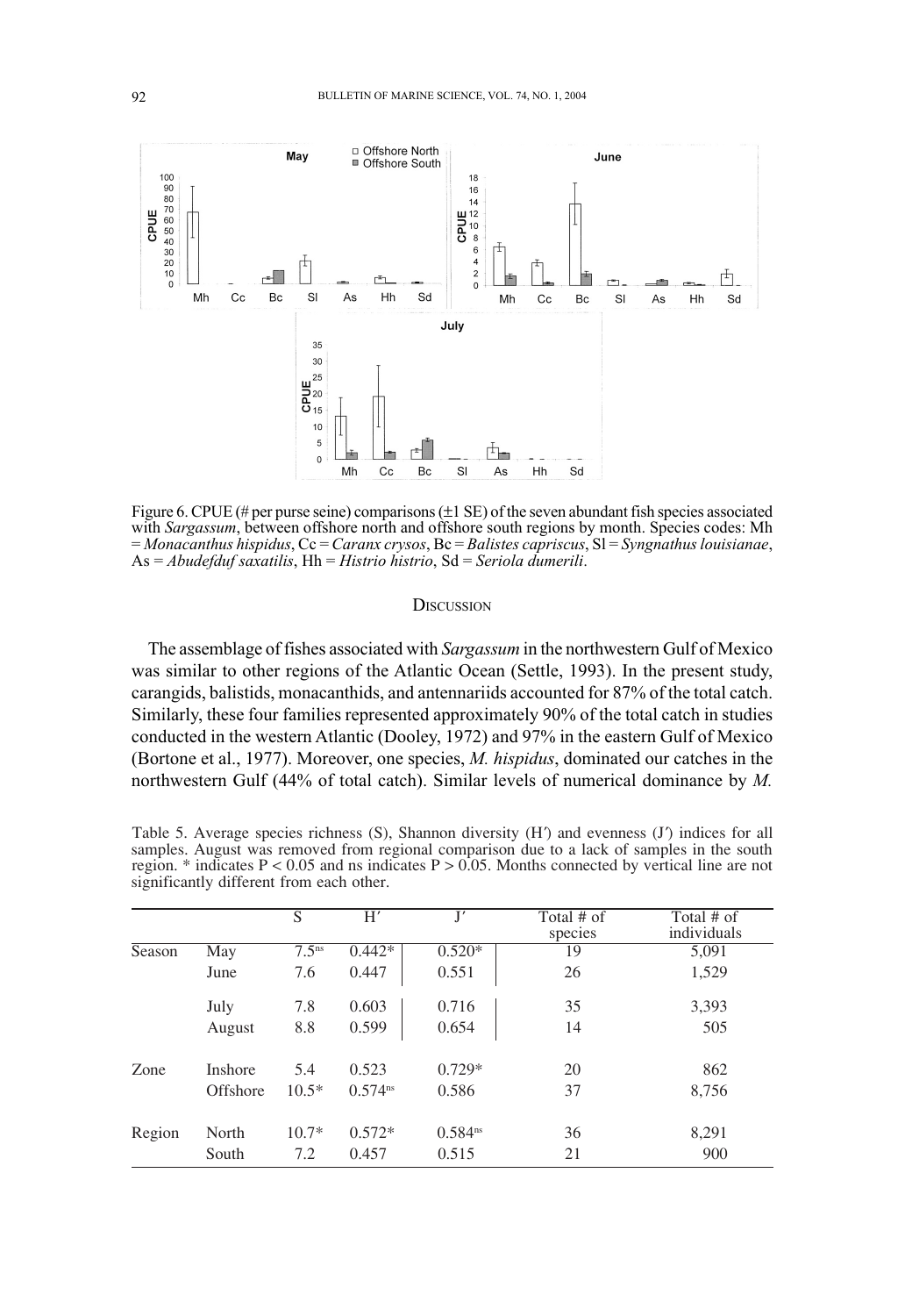Figure 6. CPUE (# per purse seine) comparisons (±1 SE) of the seven abundant fish species associated with *Sargassum*, between offshore north and offshore south regions by month. Species codes: Mh = *Monacanthus hispidus*, Cc = *Caranx crysos*, Bc = *Balistes capriscus*, Sl = *Syngnathus louisianae*, As = *Abudefduf saxatilis*, Hh = *Histrio histrio*, Sd = *Seriola dumerili*.

## Discussion

The assemblage of fishes associated with *Sargassum* in the northwestern Gulf of Mexico was similar to other regions of the Atlantic Ocean (Settle, 1993). In the present study, carangids, balistids, monacanthids, and antennariids accounted for 87% of the total catch. Similarly, these four families represented approximately 90% of the total catch in studies conducted in the western Atlantic (Dooley, 1972) and 97% in the eastern Gulf of Mexico (Bortone et al., 1977). Moreover, one species, *M. hispidus*, dominated our catches in the northwestern Gulf (44% of total catch). Similar levels of numerical dominance by *M.*

Table 5. Average species richness (S), Shannon diversity (H′) and evenness (J′) indices for all samples. August was removed from regional comparison due to a lack of samples in the south region. * indicates P < 0.05 and ns indicates P > 0.05. Months connected by vertical line are not significantly different from each other.

| | | S | H′ | J′ | Total # of species | Total # of individuals |
|---|---|---|---|---|---|---|
| Season | May | 7.5ns | 0.442* | 0.520* | 19 | 5,091 |
| | June | 7.6 | 0.447 | 0.551 | 26 | 1,529 |
| | July | 7.8 | 0.603 | 0.716 | 35 | 3,393 |
| | August | 8.8 | 0.599 | 0.654 | 14 | 505 |
| Zone | Inshore | 5.4 | 0.523 | 0.729* | 20 | 862 |
| | Offshore | 10.5* | 0.574ns | 0.586 | 37 | 8,756 |
| Region | North | 10.7* | 0.572* | 0.584ns | 36 | 8,291 |
| | South | 7.2 | 0.457 | 0.515 | 21 | 900 |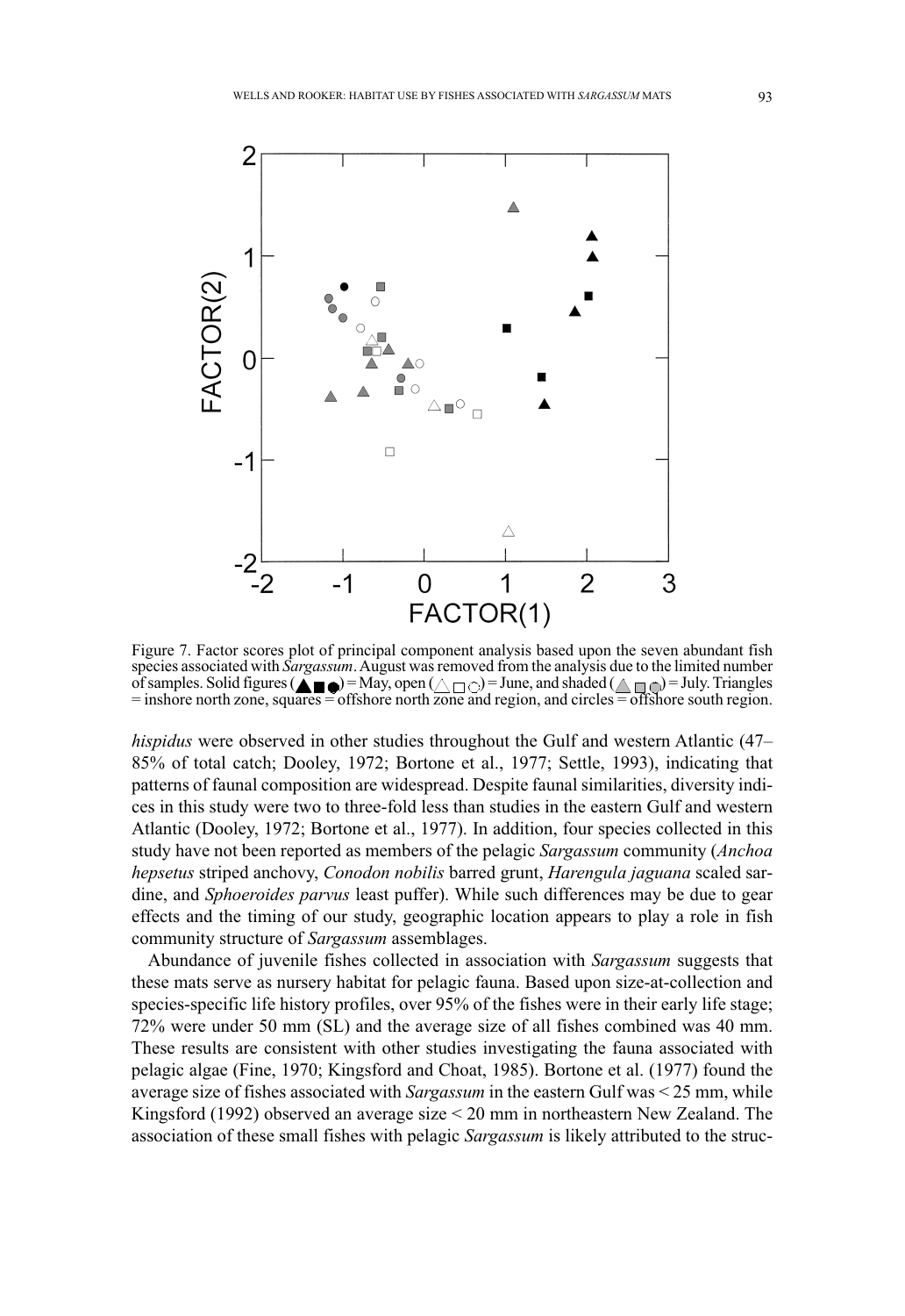Figure 7. Factor scores plot of principal component analysis based upon the seven abundant fish species associated with *Sargassum*. August was removed from the analysis due to the limited number of samples. Solid figures (▲■●) = May, open (△□○) = June, and shaded (▲■●) = July. Triangles = inshore north zone, squares = offshore north zone and region, and circles = offshore south region.

*hispidus* were observed in other studies throughout the Gulf and western Atlantic (47–85% of total catch; Dooley, 1972; Bortone et al., 1977; Settle, 1993), indicating that patterns of faunal composition are widespread. Despite faunal similarities, diversity indices in this study were two to three-fold less than studies in the eastern Gulf and western Atlantic (Dooley, 1972; Bortone et al., 1977). In addition, four species collected in this study have not been reported as members of the pelagic *Sargassum* community (*Anchoa hepsetus* striped anchovy, *Conodon nobilis* barred grunt, *Harengula jaguana* scaled sardine, and *Sphoeroides parvus* least puffer). While such differences may be due to gear effects and the timing of our study, geographic location appears to play a role in fish community structure of *Sargassum* assemblages.

Abundance of juvenile fishes collected in association with *Sargassum* suggests that these mats serve as nursery habitat for pelagic fauna. Based upon size-at-collection and species-specific life history profiles, over 95% of the fishes were in their early life stage; 72% were under 50 mm (SL) and the average size of all fishes combined was 40 mm. These results are consistent with other studies investigating the fauna associated with pelagic algae (Fine, 1970; Kingsford and Choat, 1985). Bortone et al. (1977) found the average size of fishes associated with *Sargassum* in the eastern Gulf was < 25 mm, while Kingsford (1992) observed an average size < 20 mm in northeastern New Zealand. The association of these small fishes with pelagic *Sargassum* is likely attributed to the struc-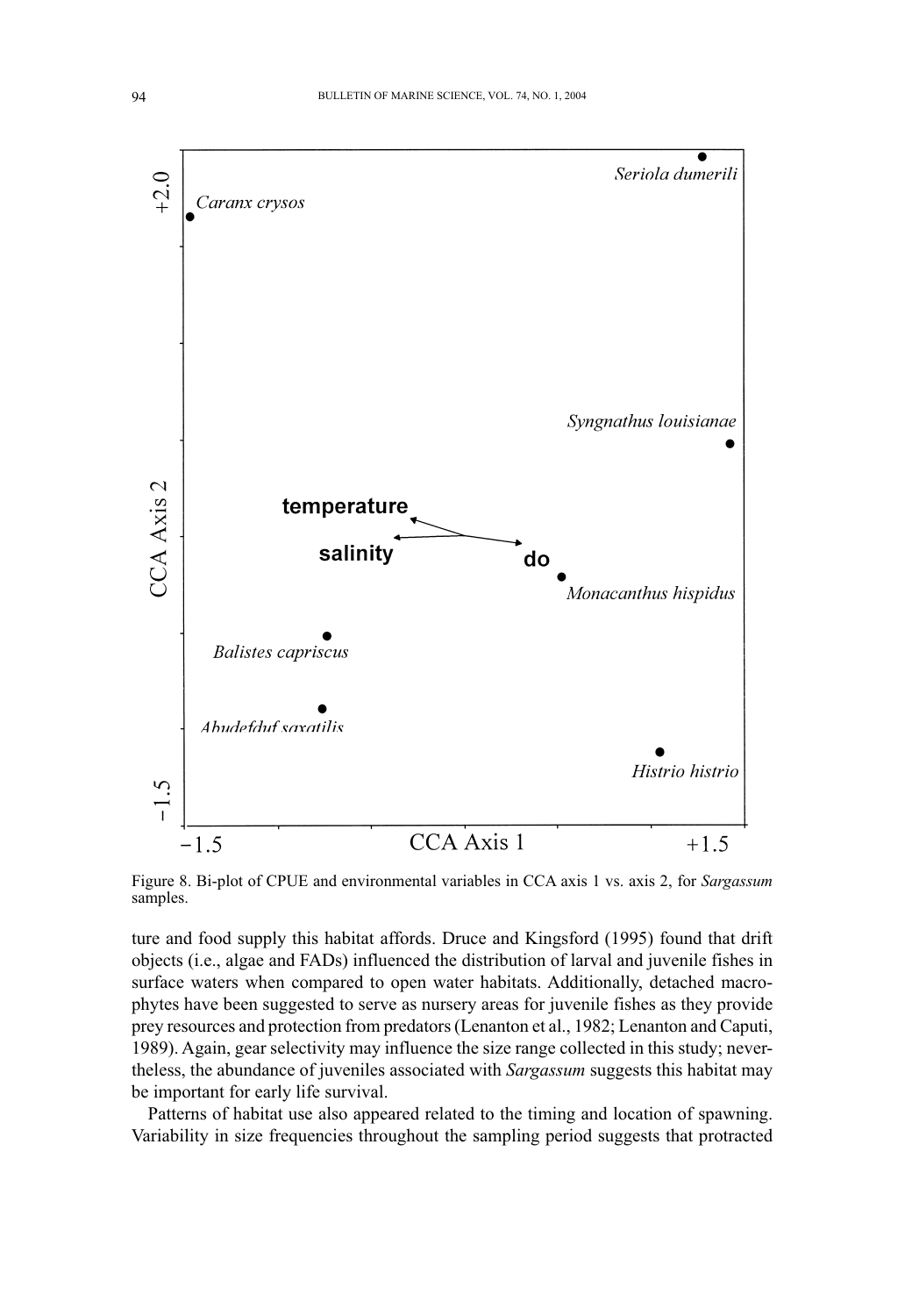Figure 8. Bi-plot of CPUE and environmental variables in CCA axis 1 vs. axis 2, for *Sargassum* samples.

ture and food supply this habitat affords. Druce and Kingsford (1995) found that drift objects (i.e., algae and FADs) influenced the distribution of larval and juvenile fishes in surface waters when compared to open water habitats. Additionally, detached macrophytes have been suggested to serve as nursery areas for juvenile fishes as they provide prey resources and protection from predators (Lenanton et al., 1982; Lenanton and Caputi, 1989). Again, gear selectivity may influence the size range collected in this study; nevertheless, the abundance of juveniles associated with *Sargassum* suggests this habitat may be important for early life survival.

Patterns of habitat use also appeared related to the timing and location of spawning. Variability in size frequencies throughout the sampling period suggests that protracted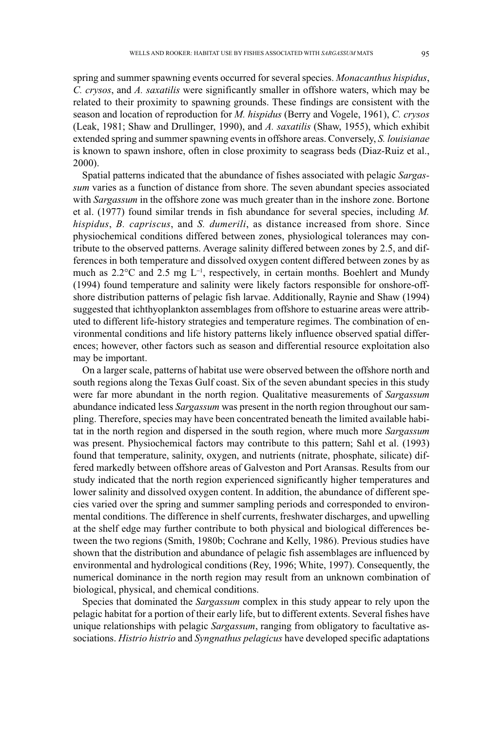spring and summer spawning events occurred for several species. *Monacanthus hispidus*, *C. crysos*, and *A. saxatilis* were significantly smaller in offshore waters, which may be related to their proximity to spawning grounds. These findings are consistent with the season and location of reproduction for *M. hispidus* (Berry and Vogele, 1961), *C. crysos* (Leak, 1981; Shaw and Drullinger, 1990), and *A. saxatilis* (Shaw, 1955), which exhibit extended spring and summer spawning events in offshore areas. Conversely, *S. louisianae* is known to spawn inshore, often in close proximity to seagrass beds (Diaz-Ruiz et al., 2000).

Spatial patterns indicated that the abundance of fishes associated with pelagic *Sargassum* varies as a function of distance from shore. The seven abundant species associated with *Sargassum* in the offshore zone was much greater than in the inshore zone. Bortone et al. (1977) found similar trends in fish abundance for several species, including *M. hispidus*, *B. capriscus*, and *S. dumerili*, as distance increased from shore. Since physiochemical conditions differed between zones, physiological tolerances may contribute to the observed patterns. Average salinity differed between zones by 2.5, and differences in both temperature and dissolved oxygen content differed between zones by as much as 2.2°C and 2.5 mg $L^{-1}$, respectively, in certain months. Boehlert and Mundy (1994) found temperature and salinity were likely factors responsible for onshore-offshore distribution patterns of pelagic fish larvae. Additionally, Raynie and Shaw (1994) suggested that ichthyoplankton assemblages from offshore to estuarine areas were attributed to different life-history strategies and temperature regimes. The combination of environmental conditions and life history patterns likely influence observed spatial differences; however, other factors such as season and differential resource exploitation also may be important.

On a larger scale, patterns of habitat use were observed between the offshore north and south regions along the Texas Gulf coast. Six of the seven abundant species in this study were far more abundant in the north region. Qualitative measurements of *Sargassum* abundance indicated less *Sargassum* was present in the north region throughout our sampling. Therefore, species may have been concentrated beneath the limited available habitat in the north region and dispersed in the south region, where much more *Sargassum* was present. Physiochemical factors may contribute to this pattern; Sahl et al. (1993) found that temperature, salinity, oxygen, and nutrients (nitrate, phosphate, silicate) differed markedly between offshore areas of Galveston and Port Aransas. Results from our study indicated that the north region experienced significantly higher temperatures and lower salinity and dissolved oxygen content. In addition, the abundance of different species varied over the spring and summer sampling periods and corresponded to environmental conditions. The difference in shelf currents, freshwater discharges, and upwelling at the shelf edge may further contribute to both physical and biological differences between the two regions (Smith, 1980b; Cochrane and Kelly, 1986). Previous studies have shown that the distribution and abundance of pelagic fish assemblages are influenced by environmental and hydrological conditions (Rey, 1996; White, 1997). Consequently, the numerical dominance in the north region may result from an unknown combination of biological, physical, and chemical conditions.

Species that dominated the *Sargassum* complex in this study appear to rely upon the pelagic habitat for a portion of their early life, but to different extents. Several fishes have unique relationships with pelagic *Sargassum*, ranging from obligatory to facultative associations. *Histrio histrio* and *Syngnathus pelagicus* have developed specific adaptations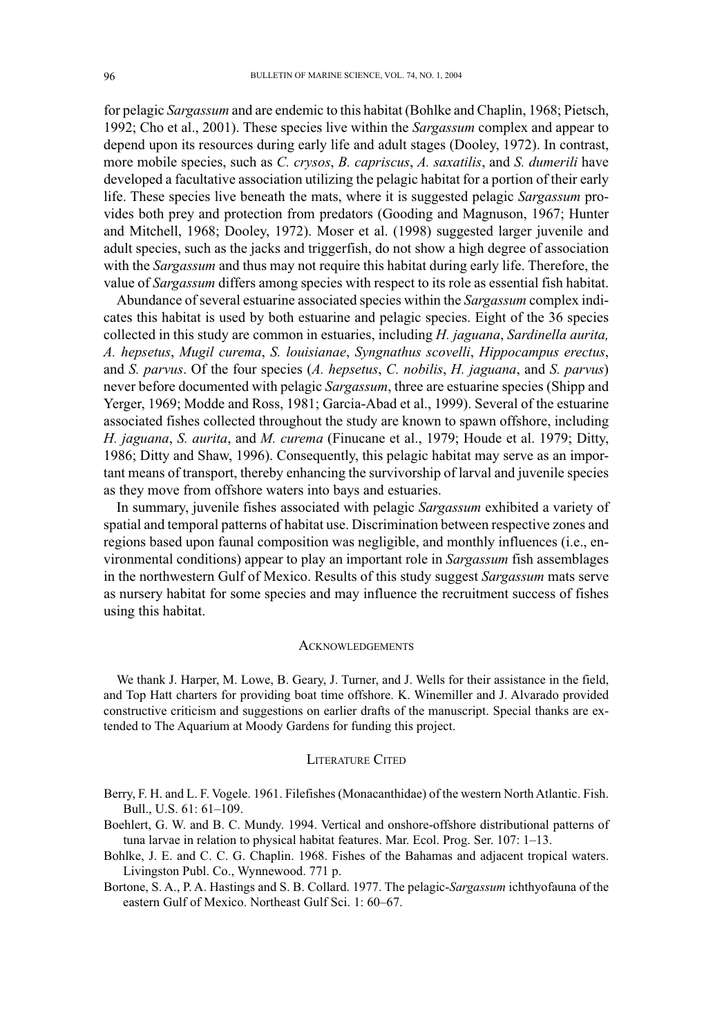for pelagic *Sargassum* and are endemic to this habitat (Bohlke and Chaplin, 1968; Pietsch, 1992; Cho et al., 2001). These species live within the *Sargassum* complex and appear to depend upon its resources during early life and adult stages (Dooley, 1972). In contrast, more mobile species, such as *C. crysos*, *B. capriscus*, *A. saxatilis*, and *S. dumerili* have developed a facultative association utilizing the pelagic habitat for a portion of their early life. These species live beneath the mats, where it is suggested pelagic *Sargassum* provides both prey and protection from predators (Gooding and Magnuson, 1967; Hunter and Mitchell, 1968; Dooley, 1972). Moser et al. (1998) suggested larger juvenile and adult species, such as the jacks and triggerfish, do not show a high degree of association with the *Sargassum* and thus may not require this habitat during early life. Therefore, the value of *Sargassum* differs among species with respect to its role as essential fish habitat.

Abundance of several estuarine associated species within the *Sargassum* complex indicates this habitat is used by both estuarine and pelagic species. Eight of the 36 species collected in this study are common in estuaries, including *H. jaguana*, *Sardinella aurita, A. hepsetus*, *Mugil curema*, *S. louisianae*, *Syngnathus scovelli*, *Hippocampus erectus*, and *S. parvus*. Of the four species (*A. hepsetus*, *C. nobilis*, *H. jaguana*, and *S. parvus*) never before documented with pelagic *Sargassum*, three are estuarine species (Shipp and Yerger, 1969; Modde and Ross, 1981; Garcia-Abad et al., 1999). Several of the estuarine associated fishes collected throughout the study are known to spawn offshore, including *H. jaguana*, *S. aurita*, and *M. curema* (Finucane et al., 1979; Houde et al. 1979; Ditty, 1986; Ditty and Shaw, 1996). Consequently, this pelagic habitat may serve as an important means of transport, thereby enhancing the survivorship of larval and juvenile species as they move from offshore waters into bays and estuaries.

In summary, juvenile fishes associated with pelagic *Sargassum* exhibited a variety of spatial and temporal patterns of habitat use. Discrimination between respective zones and regions based upon faunal composition was negligible, and monthly influences (i.e., environmental conditions) appear to play an important role in *Sargassum* fish assemblages in the northwestern Gulf of Mexico. Results of this study suggest *Sargassum* mats serve as nursery habitat for some species and may influence the recruitment success of fishes using this habitat.

## Acknowledgements

We thank J. Harper, M. Lowe, B. Geary, J. Turner, and J. Wells for their assistance in the field, and Top Hatt charters for providing boat time offshore. K. Winemiller and J. Alvarado provided constructive criticism and suggestions on earlier drafts of the manuscript. Special thanks are extended to The Aquarium at Moody Gardens for funding this project.

## Literature Cited

Berry, F. H. and L. F. Vogele. 1961. Filefishes (Monacanthidae) of the western North Atlantic. Fish. Bull., U.S. 61: 61–109.

Boehlert, G. W. and B. C. Mundy. 1994. Vertical and onshore-offshore distributional patterns of tuna larvae in relation to physical habitat features. Mar. Ecol. Prog. Ser. 107: 1–13.

Bohlke, J. E. and C. C. G. Chaplin. 1968. Fishes of the Bahamas and adjacent tropical waters. Livingston Publ. Co., Wynnewood. 771 p.

Bortone, S. A., P. A. Hastings and S. B. Collard. 1977. The pelagic-*Sargassum* ichthyofauna of the eastern Gulf of Mexico. Northeast Gulf Sci. 1: 60–67.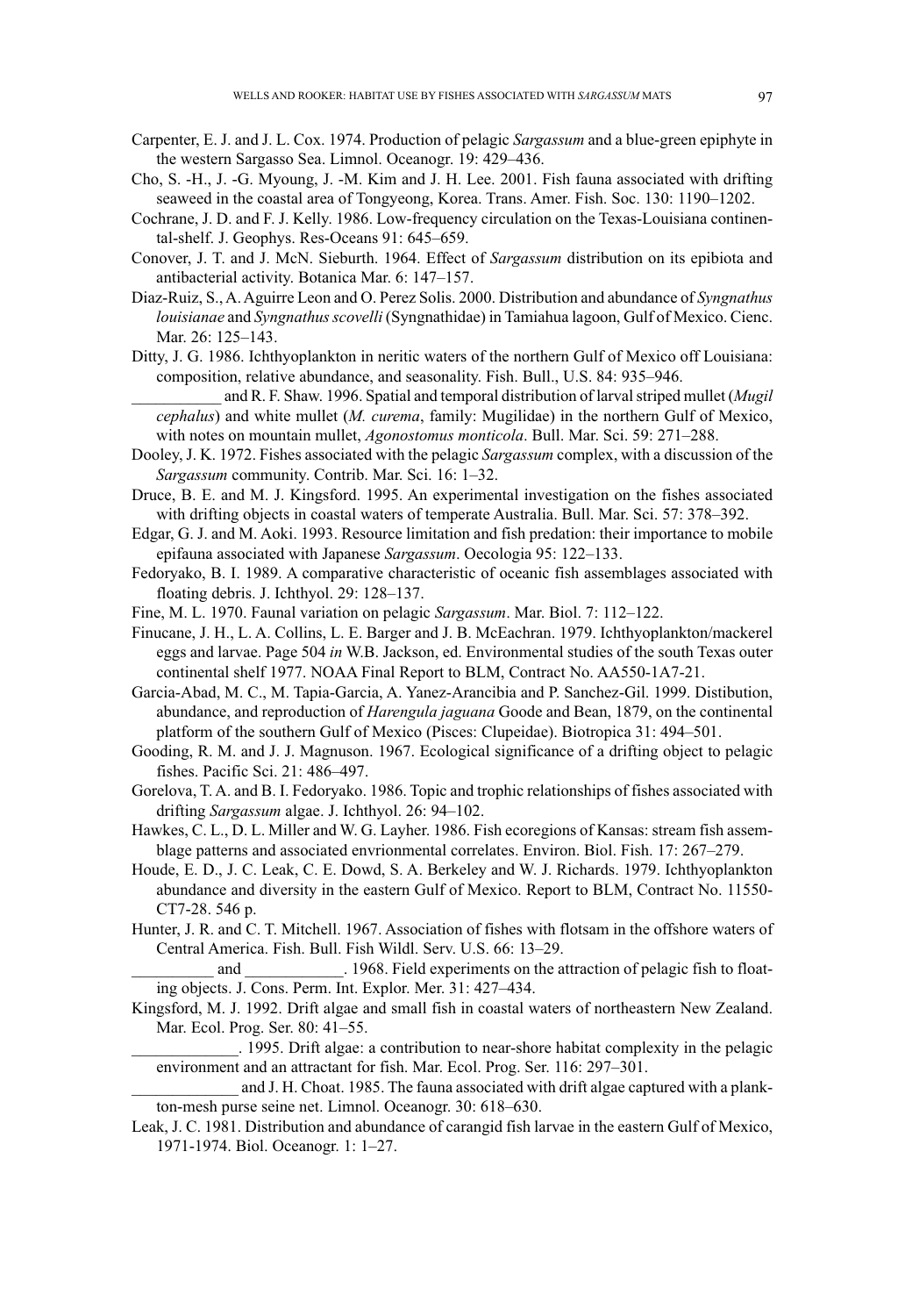Carpenter, E. J. and J. L. Cox. 1974. Production of pelagic *Sargassum* and a blue-green epiphyte in the western Sargasso Sea. Limnol. Oceanogr. 19: 429–436.

Cho, S. -H., J. -G. Myoung, J. -M. Kim and J. H. Lee. 2001. Fish fauna associated with drifting seaweed in the coastal area of Tongyeong, Korea. Trans. Amer. Fish. Soc. 130: 1190–1202.

Cochrane, J. D. and F. J. Kelly. 1986. Low-frequency circulation on the Texas-Louisiana continental-shelf. J. Geophys. Res-Oceans 91: 645–659.

Conover, J. T. and J. McN. Sieburth. 1964. Effect of *Sargassum* distribution on its epibiota and antibacterial activity. Botanica Mar. 6: 147–157.

Diaz-Ruiz, S., A. Aguirre Leon and O. Perez Solis. 2000. Distribution and abundance of *Syngnathus louisianae* and *Syngnathus scovelli* (Syngnathidae) in Tamiahua lagoon, Gulf of Mexico. Cienc. Mar. 26: 125–143.

Ditty, J. G. 1986. Ichthyoplankton in neritic waters of the northern Gulf of Mexico off Louisiana: composition, relative abundance, and seasonality. Fish. Bull., U.S. 84: 935–946.

___________ and R. F. Shaw. 1996. Spatial and temporal distribution of larval striped mullet (*Mugil cephalus*) and white mullet (*M. curema*, family: Mugilidae) in the northern Gulf of Mexico, with notes on mountain mullet, *Agonostomus monticola*. Bull. Mar. Sci. 59: 271–288.

Dooley, J. K. 1972. Fishes associated with the pelagic *Sargassum* complex, with a discussion of the *Sargassum* community. Contrib. Mar. Sci. 16: 1–32.

Druce, B. E. and M. J. Kingsford. 1995. An experimental investigation on the fishes associated with drifting objects in coastal waters of temperate Australia. Bull. Mar. Sci. 57: 378–392.

Edgar, G. J. and M. Aoki. 1993. Resource limitation and fish predation: their importance to mobile epifauna associated with Japanese *Sargassum*. Oecologia 95: 122–133.

Fedoryako, B. I. 1989. A comparative characteristic of oceanic fish assemblages associated with floating debris. J. Ichthyol. 29: 128–137.

Fine, M. L. 1970. Faunal variation on pelagic *Sargassum*. Mar. Biol. 7: 112–122.

Finucane, J. H., L. A. Collins, L. E. Barger and J. B. McEachran. 1979. Ichthyoplankton/mackerel eggs and larvae. Page 504 *in* W.B. Jackson, ed. Environmental studies of the south Texas outer continental shelf 1977. NOAA Final Report to BLM, Contract No. AA550-1A7-21.

Garcia-Abad, M. C., M. Tapia-Garcia, A. Yanez-Arancibia and P. Sanchez-Gil. 1999. Distibution, abundance, and reproduction of *Harengula jaguana* Goode and Bean, 1879, on the continental platform of the southern Gulf of Mexico (Pisces: Clupeidae). Biotropica 31: 494–501.

Gooding, R. M. and J. J. Magnuson. 1967. Ecological significance of a drifting object to pelagic fishes. Pacific Sci. 21: 486–497.

Gorelova, T. A. and B. I. Fedoryako. 1986. Topic and trophic relationships of fishes associated with drifting *Sargassum* algae. J. Ichthyol. 26: 94–102.

Hawkes, C. L., D. L. Miller and W. G. Layher. 1986. Fish ecoregions of Kansas: stream fish assemblage patterns and associated envrionmental correlates. Environ. Biol. Fish. 17: 267–279.

Houde, E. D., J. C. Leak, C. E. Dowd, S. A. Berkeley and W. J. Richards. 1979. Ichthyoplankton abundance and diversity in the eastern Gulf of Mexico. Report to BLM, Contract No. 11550-CT7-28. 546 p.

Hunter, J. R. and C. T. Mitchell. 1967. Association of fishes with flotsam in the offshore waters of Central America. Fish. Bull. Fish Wildl. Serv. U.S. 66: 13–29.

__________ and ____________. 1968. Field experiments on the attraction of pelagic fish to floating objects. J. Cons. Perm. Int. Explor. Mer. 31: 427–434.

Kingsford, M. J. 1992. Drift algae and small fish in coastal waters of northeastern New Zealand. Mar. Ecol. Prog. Ser. 80: 41–55.

_____________. 1995. Drift algae: a contribution to near-shore habitat complexity in the pelagic environment and an attractant for fish. Mar. Ecol. Prog. Ser. 116: 297–301.

_____________ and J. H. Choat. 1985. The fauna associated with drift algae captured with a plankton-mesh purse seine net. Limnol. Oceanogr. 30: 618–630.

Leak, J. C. 1981. Distribution and abundance of carangid fish larvae in the eastern Gulf of Mexico, 1971-1974. Biol. Oceanogr. 1: 1–27.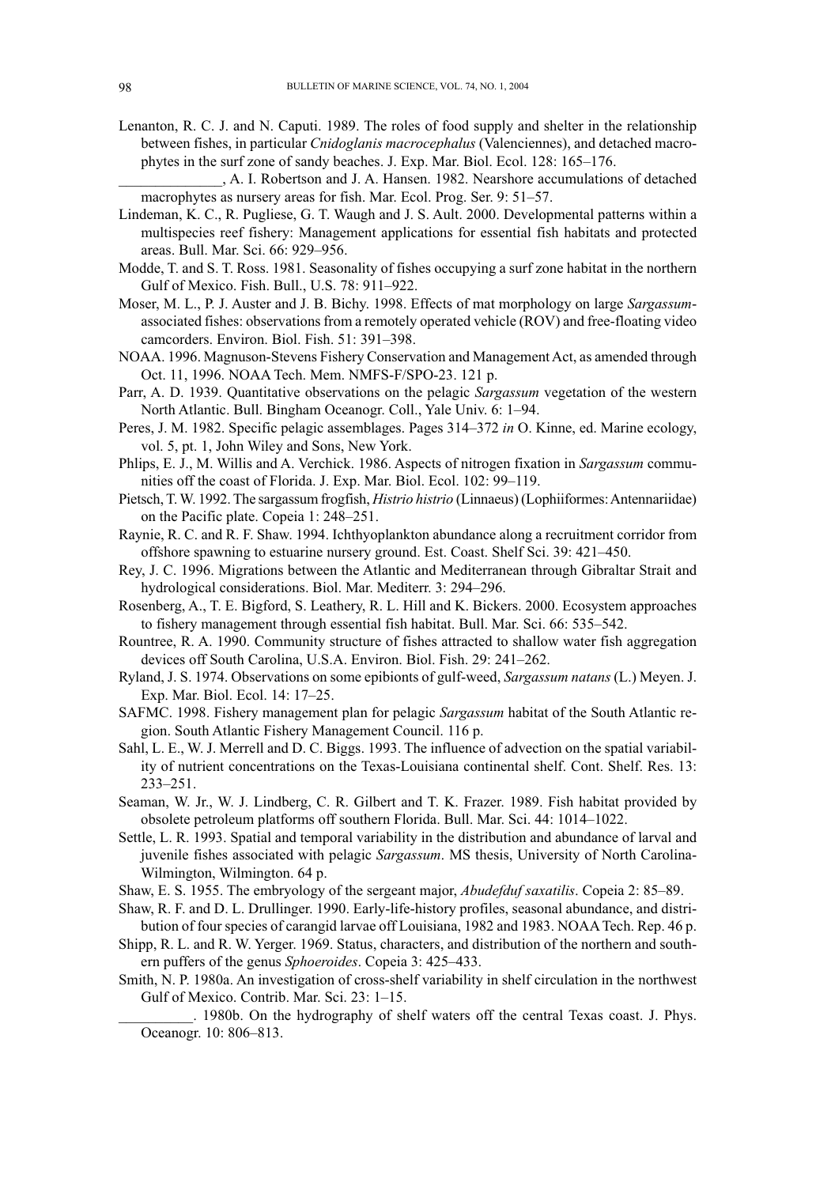Lenanton, R. C. J. and N. Caputi. 1989. The roles of food supply and shelter in the relationship between fishes, in particular *Cnidoglanis macrocephalus* (Valenciennes), and detached macrophytes in the surf zone of sandy beaches. J. Exp. Mar. Biol. Ecol. 128: 165–176.

______________, A. I. Robertson and J. A. Hansen. 1982. Nearshore accumulations of detached macrophytes as nursery areas for fish. Mar. Ecol. Prog. Ser. 9: 51–57.

Lindeman, K. C., R. Pugliese, G. T. Waugh and J. S. Ault. 2000. Developmental patterns within a multispecies reef fishery: Management applications for essential fish habitats and protected areas. Bull. Mar. Sci. 66: 929–956.

Modde, T. and S. T. Ross. 1981. Seasonality of fishes occupying a surf zone habitat in the northern Gulf of Mexico. Fish. Bull., U.S. 78: 911–922.

Moser, M. L., P. J. Auster and J. B. Bichy. 1998. Effects of mat morphology on large *Sargassum*-associated fishes: observations from a remotely operated vehicle (ROV) and free-floating video camcorders. Environ. Biol. Fish. 51: 391–398.

NOAA. 1996. Magnuson-Stevens Fishery Conservation and Management Act, as amended through Oct. 11, 1996. NOAA Tech. Mem. NMFS-F/SPO-23. 121 p.

Parr, A. D. 1939. Quantitative observations on the pelagic *Sargassum* vegetation of the western North Atlantic. Bull. Bingham Oceanogr. Coll., Yale Univ. 6: 1–94.

Peres, J. M. 1982. Specific pelagic assemblages. Pages 314–372 *in* O. Kinne, ed. Marine ecology, vol. 5, pt. 1, John Wiley and Sons, New York.

Phlips, E. J., M. Willis and A. Verchick. 1986. Aspects of nitrogen fixation in *Sargassum* communities off the coast of Florida. J. Exp. Mar. Biol. Ecol. 102: 99–119.

Pietsch, T. W. 1992. The sargassum frogfish, *Histrio histrio* (Linnaeus) (Lophiiformes: Antennariidae) on the Pacific plate. Copeia 1: 248–251.

Raynie, R. C. and R. F. Shaw. 1994. Ichthyoplankton abundance along a recruitment corridor from offshore spawning to estuarine nursery ground. Est. Coast. Shelf Sci. 39: 421–450.

Rey, J. C. 1996. Migrations between the Atlantic and Mediterranean through Gibraltar Strait and hydrological considerations. Biol. Mar. Mediterr. 3: 294–296.

Rosenberg, A., T. E. Bigford, S. Leathery, R. L. Hill and K. Bickers. 2000. Ecosystem approaches to fishery management through essential fish habitat. Bull. Mar. Sci. 66: 535–542.

Rountree, R. A. 1990. Community structure of fishes attracted to shallow water fish aggregation devices off South Carolina, U.S.A. Environ. Biol. Fish. 29: 241–262.

Ryland, J. S. 1974. Observations on some epibionts of gulf-weed, *Sargassum natans* (L.) Meyen. J. Exp. Mar. Biol. Ecol. 14: 17–25.

SAFMC. 1998. Fishery management plan for pelagic *Sargassum* habitat of the South Atlantic region. South Atlantic Fishery Management Council. 116 p.

Sahl, L. E., W. J. Merrell and D. C. Biggs. 1993. The influence of advection on the spatial variability of nutrient concentrations on the Texas-Louisiana continental shelf. Cont. Shelf. Res. 13: 233–251.

Seaman, W. Jr., W. J. Lindberg, C. R. Gilbert and T. K. Frazer. 1989. Fish habitat provided by obsolete petroleum platforms off southern Florida. Bull. Mar. Sci. 44: 1014–1022.

Settle, L. R. 1993. Spatial and temporal variability in the distribution and abundance of larval and juvenile fishes associated with pelagic *Sargassum*. MS thesis, University of North Carolina-Wilmington, Wilmington. 64 p.

Shaw, E. S. 1955. The embryology of the sergeant major, *Abudefduf saxatilis*. Copeia 2: 85–89.

Shaw, R. F. and D. L. Drullinger. 1990. Early-life-history profiles, seasonal abundance, and distribution of four species of carangid larvae off Louisiana, 1982 and 1983. NOAA Tech. Rep. 46 p.

Shipp, R. L. and R. W. Yerger. 1969. Status, characters, and distribution of the northern and southern puffers of the genus *Sphoeroides*. Copeia 3: 425–433.

Smith, N. P. 1980a. An investigation of cross-shelf variability in shelf circulation in the northwest Gulf of Mexico. Contrib. Mar. Sci. 23: 1–15.

__________. 1980b. On the hydrography of shelf waters off the central Texas coast. J. Phys. Oceanogr. 10: 806–813.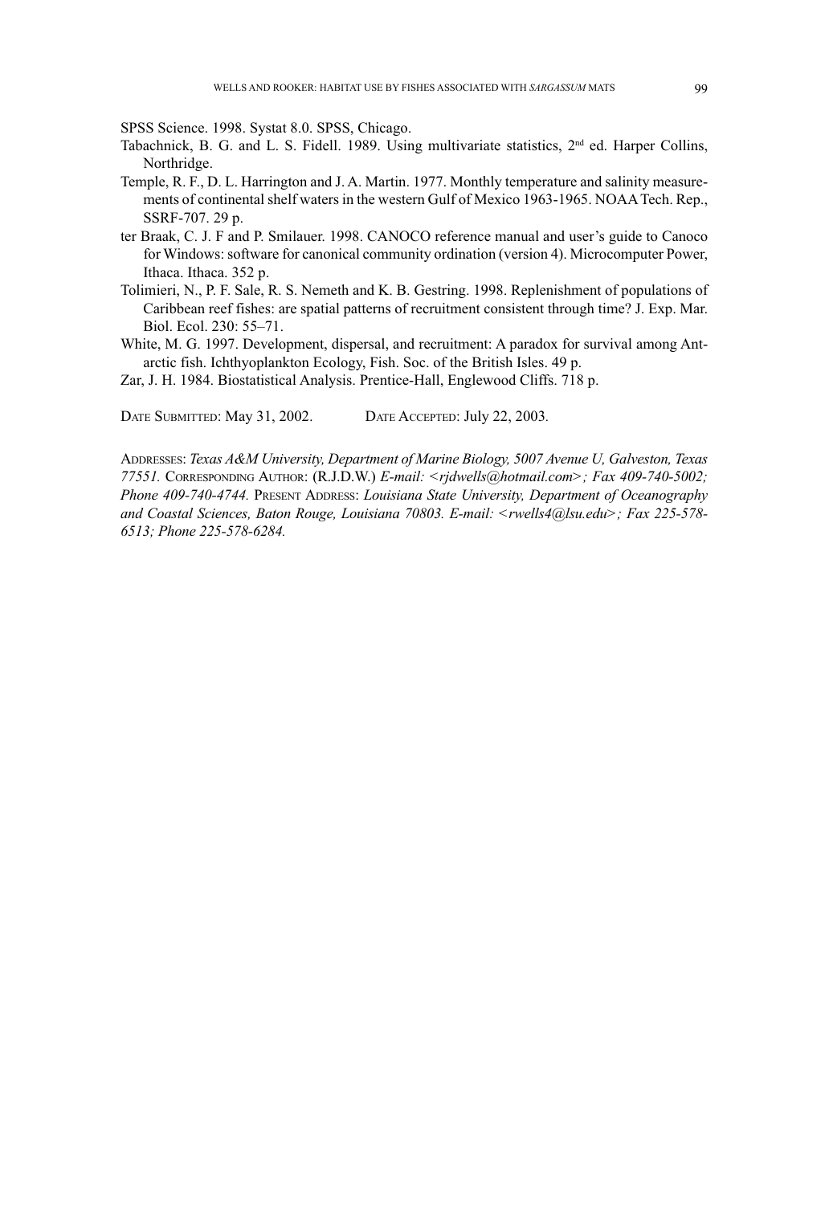SPSS Science. 1998. Systat 8.0. SPSS, Chicago.

Tabachnick, B. G. and L. S. Fidell. 1989. Using multivariate statistics, 2nd ed. Harper Collins, Northridge.

Temple, R. F., D. L. Harrington and J. A. Martin. 1977. Monthly temperature and salinity measurements of continental shelf waters in the western Gulf of Mexico 1963-1965. NOAA Tech. Rep., SSRF-707. 29 p.

ter Braak, C. J. F and P. Smilauer. 1998. CANOCO reference manual and user's guide to Canoco for Windows: software for canonical community ordination (version 4). Microcomputer Power, Ithaca. Ithaca. 352 p.

Tolimieri, N., P. F. Sale, R. S. Nemeth and K. B. Gestring. 1998. Replenishment of populations of Caribbean reef fishes: are spatial patterns of recruitment consistent through time? J. Exp. Mar. Biol. Ecol. 230: 55–71.

White, M. G. 1997. Development, dispersal, and recruitment: A paradox for survival among Antarctic fish. Ichthyoplankton Ecology, Fish. Soc. of the British Isles. 49 p.

Zar, J. H. 1984. Biostatistical Analysis. Prentice-Hall, Englewood Cliffs. 718 p.

Date Submitted: May 31, 2002. Date Accepted: July 22, 2003.

Addresses: *Texas A&M University, Department of Marine Biology, 5007 Avenue U, Galveston, Texas 77551.* Corresponding Author: (R.J.D.W.) *E-mail: <rjdwells@hotmail.com>; Fax 409-740-5002; Phone 409-740-4744.* Present Address: *Louisiana State University, Department of Oceanography and Coastal Sciences, Baton Rouge, Louisiana 70803. E-mail: <rwells4@lsu.edu>; Fax 225-578-6513; Phone 225-578-6284.*